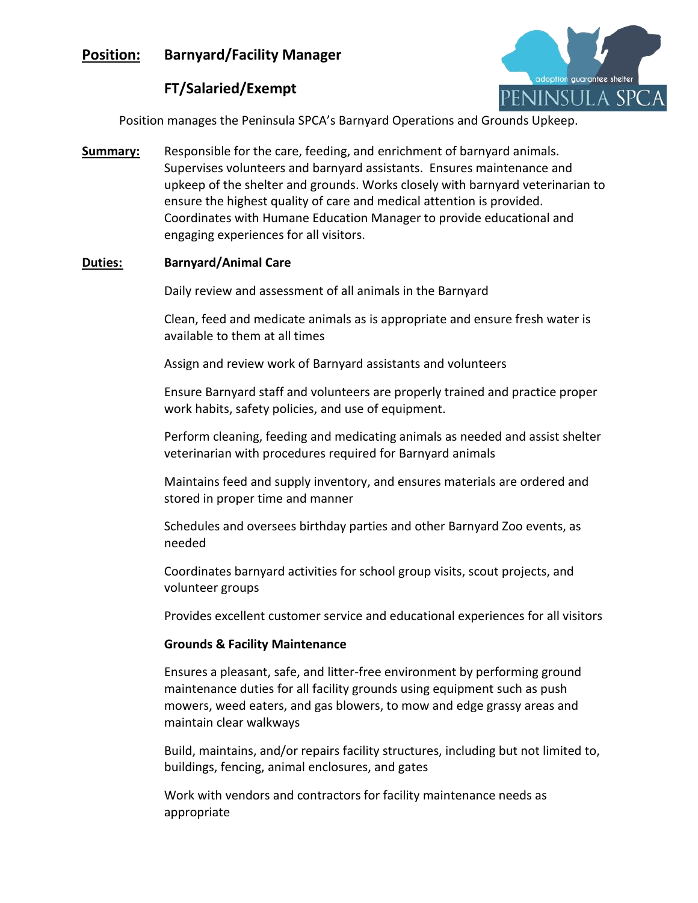**Position:** **Barnyard/Facility Manager**

**FT/Salaried/Exempt**

adoption guarantee shelter
PENINSULA SPCA

Position manages the Peninsula SPCA's Barnyard Operations and Grounds Upkeep.

**Summary:** Responsible for the care, feeding, and enrichment of barnyard animals. Supervises volunteers and barnyard assistants. Ensures maintenance and upkeep of the shelter and grounds. Works closely with barnyard veterinarian to ensure the highest quality of care and medical attention is provided. Coordinates with Humane Education Manager to provide educational and engaging experiences for all visitors.

**Duties:** **Barnyard/Animal Care**

Daily review and assessment of all animals in the Barnyard

Clean, feed and medicate animals as is appropriate and ensure fresh water is available to them at all times

Assign and review work of Barnyard assistants and volunteers

Ensure Barnyard staff and volunteers are properly trained and practice proper work habits, safety policies, and use of equipment.

Perform cleaning, feeding and medicating animals as needed and assist shelter veterinarian with procedures required for Barnyard animals

Maintains feed and supply inventory, and ensures materials are ordered and stored in proper time and manner

Schedules and oversees birthday parties and other Barnyard Zoo events, as needed

Coordinates barnyard activities for school group visits, scout projects, and volunteer groups

Provides excellent customer service and educational experiences for all visitors

**Grounds & Facility Maintenance**

Ensures a pleasant, safe, and litter-free environment by performing ground maintenance duties for all facility grounds using equipment such as push mowers, weed eaters, and gas blowers, to mow and edge grassy areas and maintain clear walkways

Build, maintains, and/or repairs facility structures, including but not limited to, buildings, fencing, animal enclosures, and gates

Work with vendors and contractors for facility maintenance needs as appropriate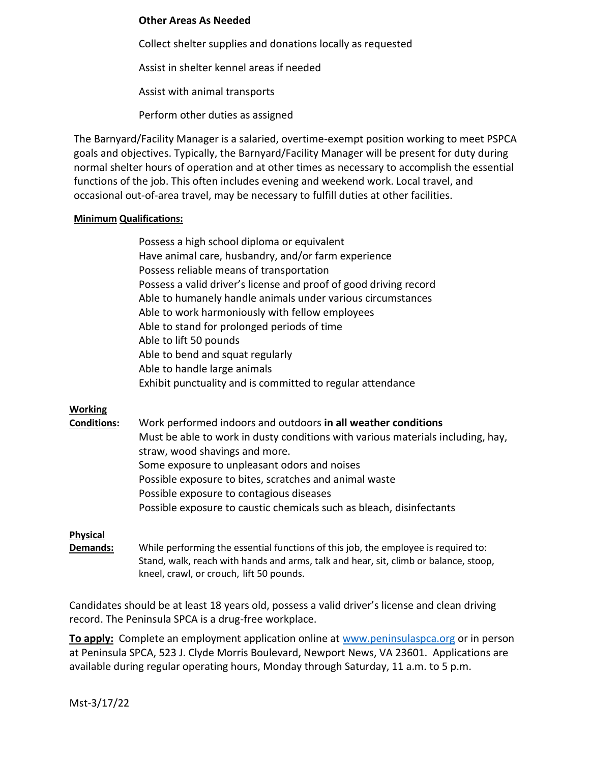**Other Areas As Needed**

Collect shelter supplies and donations locally as requested

Assist in shelter kennel areas if needed

Assist with animal transports

Perform other duties as assigned

The Barnyard/Facility Manager is a salaried, overtime-exempt position working to meet PSPCA goals and objectives. Typically, the Barnyard/Facility Manager will be present for duty during normal shelter hours of operation and at other times as necessary to accomplish the essential functions of the job. This often includes evening and weekend work. Local travel, and occasional out-of-area travel, may be necessary to fulfill duties at other facilities.

**Minimum Qualifications:**

- Possess a high school diploma or equivalent
- Have animal care, husbandry, and/or farm experience
- Possess reliable means of transportation
- Possess a valid driver's license and proof of good driving record
- Able to humanely handle animals under various circumstances
- Able to work harmoniously with fellow employees
- Able to stand for prolonged periods of time
- Able to lift 50 pounds
- Able to bend and squat regularly
- Able to handle large animals
- Exhibit punctuality and is committed to regular attendance

**Working Conditions:**

- Work performed indoors and outdoors **in all weather conditions**
- Must be able to work in dusty conditions with various materials including, hay, straw, wood shavings and more.
- Some exposure to unpleasant odors and noises
- Possible exposure to bites, scratches and animal waste
- Possible exposure to contagious diseases
- Possible exposure to caustic chemicals such as bleach, disinfectants

**Physical Demands:**

While performing the essential functions of this job, the employee is required to: Stand, walk, reach with hands and arms, talk and hear, sit, climb or balance, stoop, kneel, crawl, or crouch, lift 50 pounds.

Candidates should be at least 18 years old, possess a valid driver's license and clean driving record. The Peninsula SPCA is a drug-free workplace.

**To apply:** Complete an employment application online at www.peninsulaspca.org or in person at Peninsula SPCA, 523 J. Clyde Morris Boulevard, Newport News, VA 23601. Applications are available during regular operating hours, Monday through Saturday, 11 a.m. to 5 p.m.

Mst-3/17/22